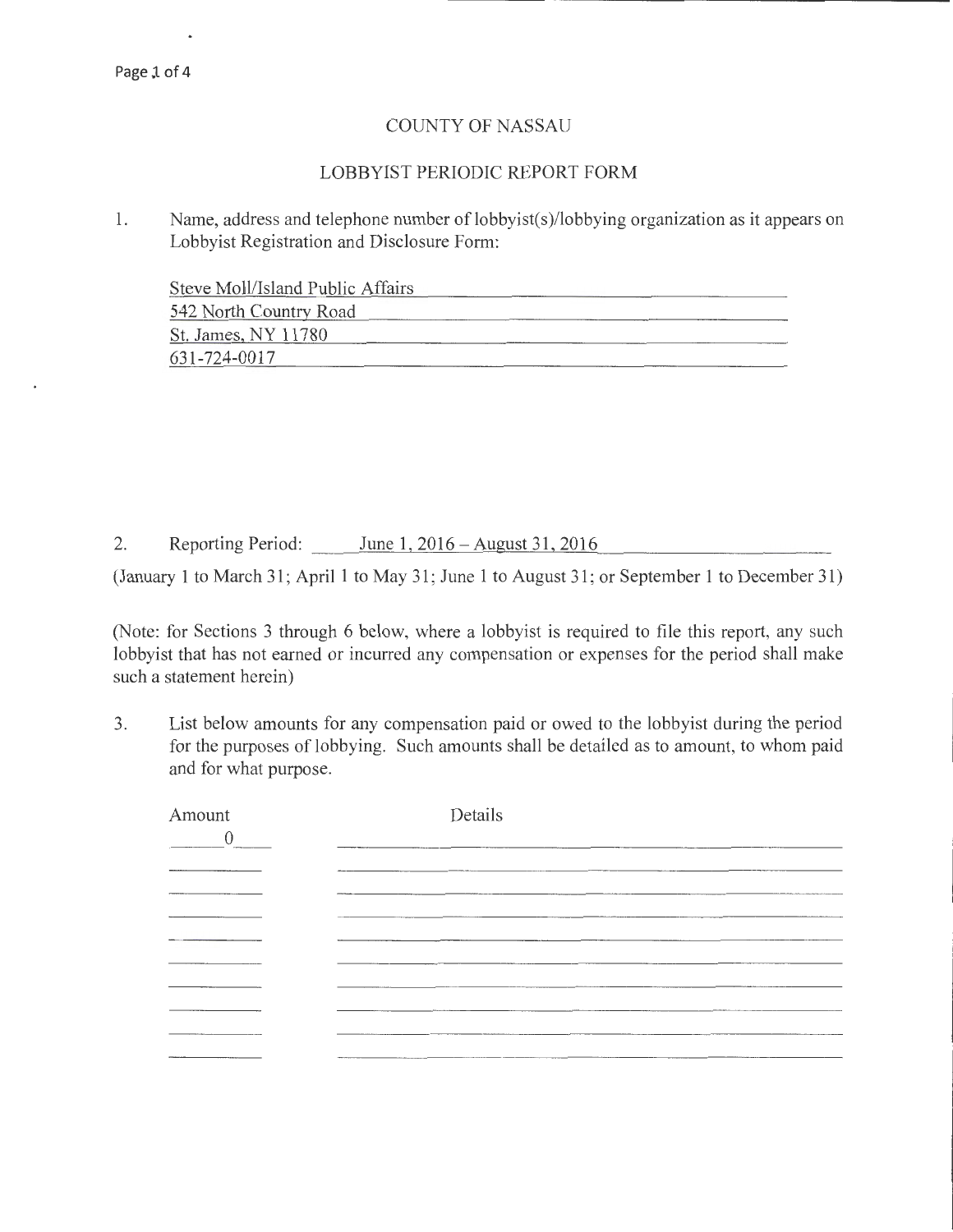# COUNTY OF NASSAU

## LOBBYIST PERIODIC REPORT FORM

1. Name, address and telephone number of lobbyist(s)/lobbying organization as it appears on Lobbyist Registration and Disclosure Form:

   Steve Moll/Island Public Affairs
   542 North Country Road
   St. James, NY 11780
   631-724-0017

2. Reporting Period: June 1, 2016 – August 31, 2016

(January 1 to March 31; April 1 to May 31; June 1 to August 31; or September 1 to December 31)

(Note: for Sections 3 through 6 below, where a lobbyist is required to file this report, any such lobbyist that has not earned or incurred any compensation or expenses for the period shall make such a statement herein)

3. List below amounts for any compensation paid or owed to the lobbyist during the period for the purposes of lobbying. Such amounts shall be detailed as to amount, to whom paid and for what purpose.

| Amount | Details |
| --- | --- |
| 0 | |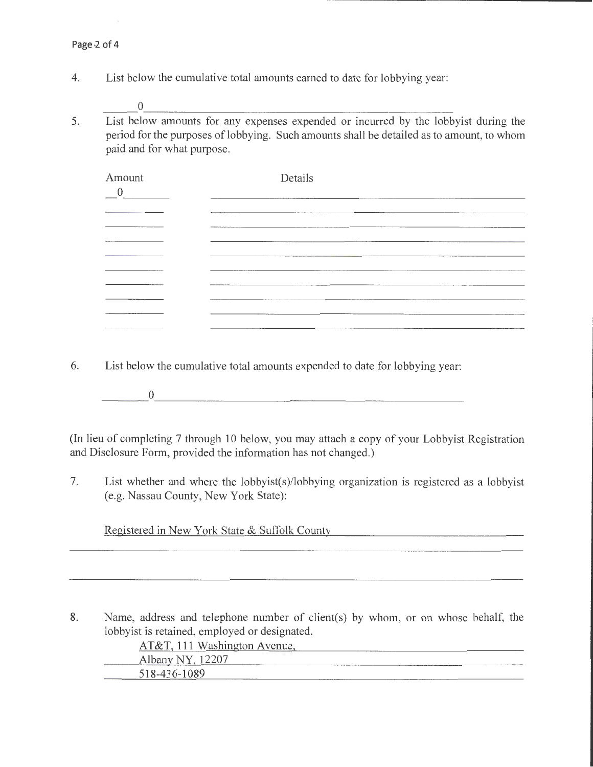4. List below the cumulative total amounts earned to date for lobbying year:

   0

5. List below amounts for any expenses expended or incurred by the lobbyist during the period for the purposes of lobbying. Such amounts shall be detailed as to amount, to whom paid and for what purpose.

| Amount | Details |
|---|---|
| 0 | |
| | |
| | |
| | |
| | |
| | |
| | |
| | |
| | |
| | |

6. List below the cumulative total amounts expended to date for lobbying year:

   0

(In lieu of completing 7 through 10 below, you may attach a copy of your Lobbyist Registration and Disclosure Form, provided the information has not changed.)

7. List whether and where the lobbyist(s)/lobbying organization is registered as a lobbyist (e.g. Nassau County, New York State):

   Registered in New York State & Suffolk County

8. Name, address and telephone number of client(s) by whom, or on whose behalf, the lobbyist is retained, employed or designated.

   AT&T, 111 Washington Avenue,
   Albany NY, 12207
   518-436-1089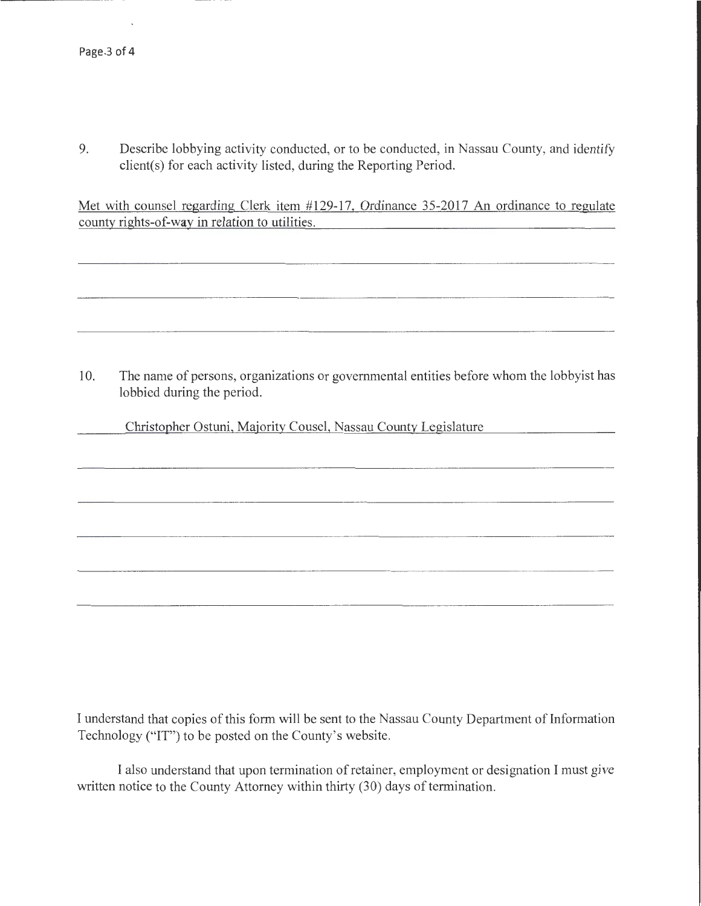9. Describe lobbying activity conducted, or to be conducted, in Nassau County, and identify client(s) for each activity listed, during the Reporting Period.

Met with counsel regarding Clerk item #129-17, Ordinance 35-2017 An ordinance to regulate county rights-of-way in relation to utilities.

10. The name of persons, organizations or governmental entities before whom the lobbyist has lobbied during the period.

Christopher Ostuni, Majority Cousel, Nassau County Legislature

I understand that copies of this form will be sent to the Nassau County Department of Information Technology ("IT") to be posted on the County's website.

I also understand that upon termination of retainer, employment or designation I must give written notice to the County Attorney within thirty (30) days of termination.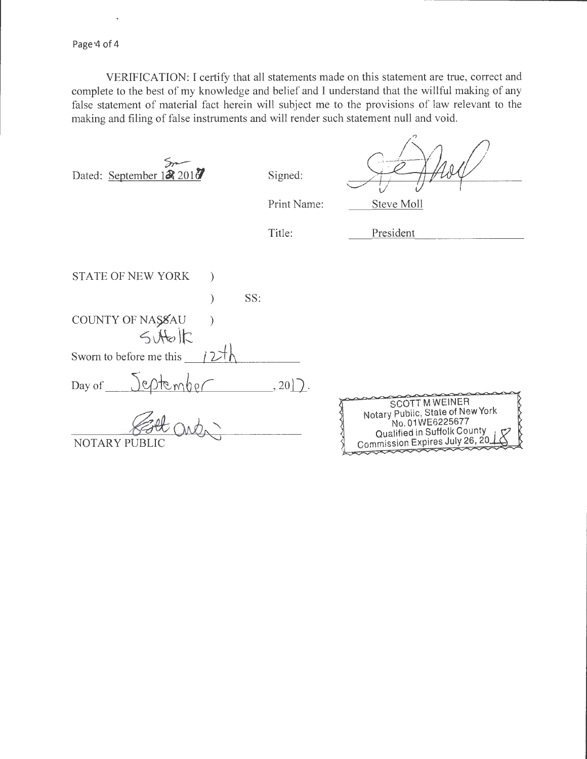VERIFICATION: I certify that all statements made on this statement are true, correct and complete to the best of my knowledge and belief and I understand that the willful making of any false statement of material fact herein will subject me to the provisions of law relevant to the making and filing of false instruments and will render such statement null and void.

Dated: September 12 2017

Signed:

Print Name: Steve Moll

Title: President

STATE OF NEW YORK )

) SS:

COUNTY OF ~~NASSAU~~ Suffolk )

Sworn to before me this 12th

Day of September, 2017.

NOTARY PUBLIC

SCOTT M WEINER
Notary Public, State of New York
No. 01WE6225677
Qualified in Suffolk County
Commission Expires July 26, 2018